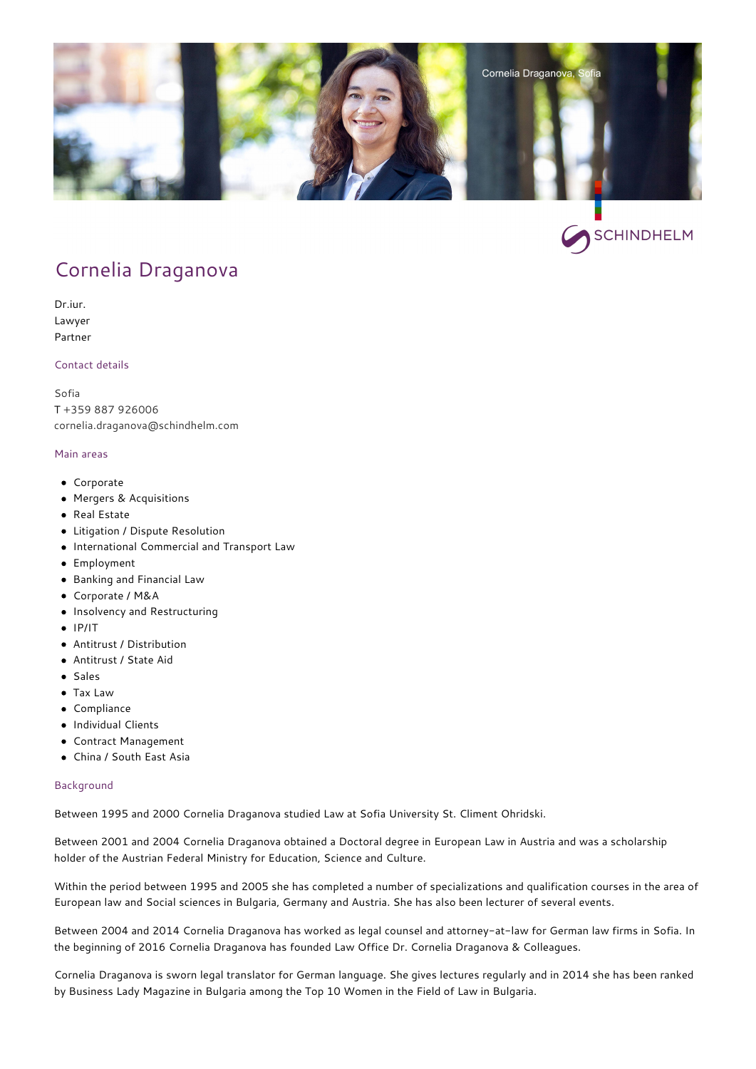# Cornelia Draganova

Dr.iur.
Lawyer
Partner

## Contact details

Sofia
T +359 887 926006
cornelia.draganova@schindhelm.com

## Main areas

- Corporate
- Mergers & Acquisitions
- Real Estate
- Litigation / Dispute Resolution
- International Commercial and Transport Law
- Employment
- Banking and Financial Law
- Corporate / M&A
- Insolvency and Restructuring
- IP/IT
- Antitrust / Distribution
- Antitrust / State Aid
- Sales
- Tax Law
- Compliance
- Individual Clients
- Contract Management
- China / South East Asia

## Background

Between 1995 and 2000 Cornelia Draganova studied Law at Sofia University St. Climent Ohridski.

Between 2001 and 2004 Cornelia Draganova obtained a Doctoral degree in European Law in Austria and was a scholarship holder of the Austrian Federal Ministry for Education, Science and Culture.

Within the period between 1995 and 2005 she has completed a number of specializations and qualification courses in the area of European law and Social sciences in Bulgaria, Germany and Austria. She has also been lecturer of several events.

Between 2004 and 2014 Cornelia Draganova has worked as legal counsel and attorney-at-law for German law firms in Sofia. In the beginning of 2016 Cornelia Draganova has founded Law Office Dr. Cornelia Draganova & Colleagues.

Cornelia Draganova is sworn legal translator for German language. She gives lectures regularly and in 2014 she has been ranked by Business Lady Magazine in Bulgaria among the Top 10 Women in the Field of Law in Bulgaria.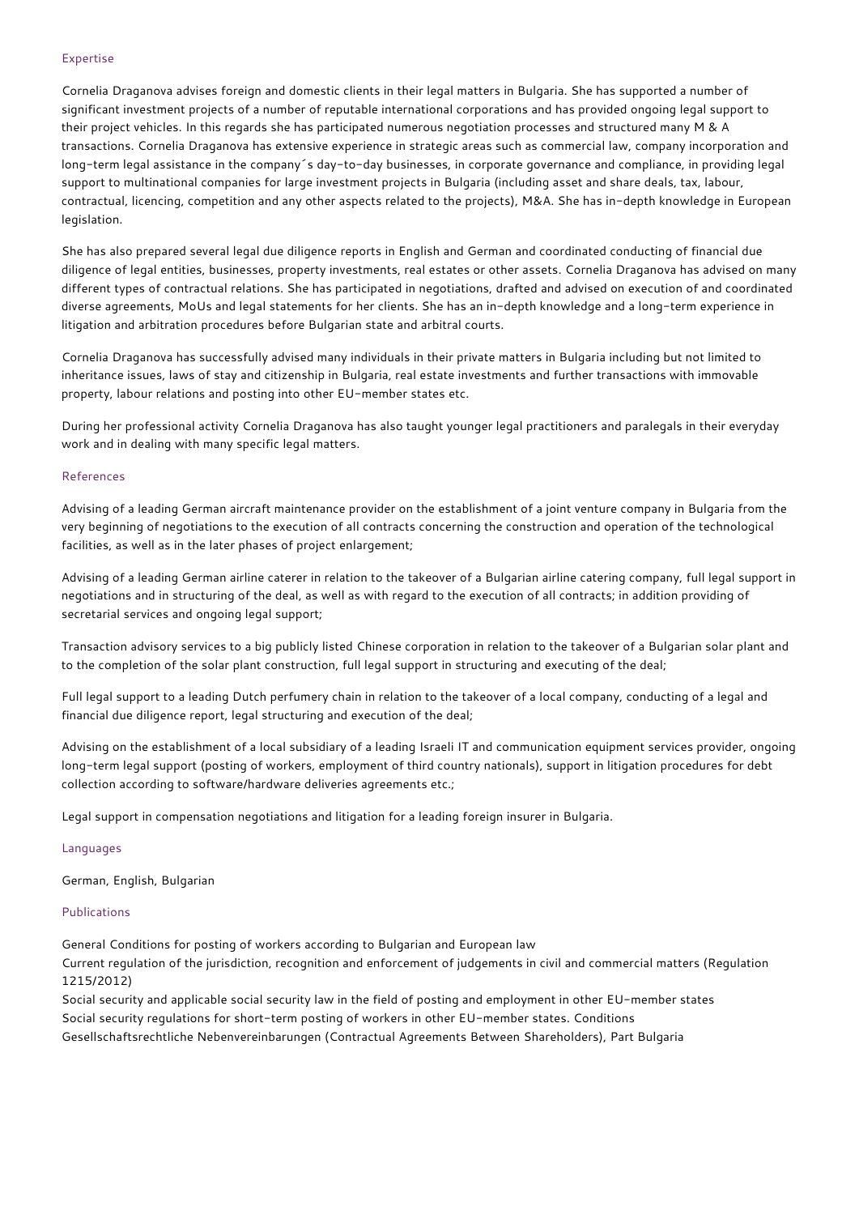## Expertise

Cornelia Draganova advises foreign and domestic clients in their legal matters in Bulgaria. She has supported a number of significant investment projects of a number of reputable international corporations and has provided ongoing legal support to their project vehicles. In this regards she has participated numerous negotiation processes and structured many M & A transactions. Cornelia Draganova has extensive experience in strategic areas such as commercial law, company incorporation and long-term legal assistance in the company´s day-to-day businesses, in corporate governance and compliance, in providing legal support to multinational companies for large investment projects in Bulgaria (including asset and share deals, tax, labour, contractual, licencing, competition and any other aspects related to the projects), M&A. She has in-depth knowledge in European legislation.

She has also prepared several legal due diligence reports in English and German and coordinated conducting of financial due diligence of legal entities, businesses, property investments, real estates or other assets. Cornelia Draganova has advised on many different types of contractual relations. She has participated in negotiations, drafted and advised on execution of and coordinated diverse agreements, MoUs and legal statements for her clients. She has an in-depth knowledge and a long-term experience in litigation and arbitration procedures before Bulgarian state and arbitral courts.

Cornelia Draganova has successfully advised many individuals in their private matters in Bulgaria including but not limited to inheritance issues, laws of stay and citizenship in Bulgaria, real estate investments and further transactions with immovable property, labour relations and posting into other EU-member states etc.

During her professional activity Cornelia Draganova has also taught younger legal practitioners and paralegals in their everyday work and in dealing with many specific legal matters.

## References

Advising of a leading German aircraft maintenance provider on the establishment of a joint venture company in Bulgaria from the very beginning of negotiations to the execution of all contracts concerning the construction and operation of the technological facilities, as well as in the later phases of project enlargement;

Advising of a leading German airline caterer in relation to the takeover of a Bulgarian airline catering company, full legal support in negotiations and in structuring of the deal, as well as with regard to the execution of all contracts; in addition providing of secretarial services and ongoing legal support;

Transaction advisory services to a big publicly listed Chinese corporation in relation to the takeover of a Bulgarian solar plant and to the completion of the solar plant construction, full legal support in structuring and executing of the deal;

Full legal support to a leading Dutch perfumery chain in relation to the takeover of a local company, conducting of a legal and financial due diligence report, legal structuring and execution of the deal;

Advising on the establishment of a local subsidiary of a leading Israeli IT and communication equipment services provider, ongoing long-term legal support (posting of workers, employment of third country nationals), support in litigation procedures for debt collection according to software/hardware deliveries agreements etc.;

Legal support in compensation negotiations and litigation for a leading foreign insurer in Bulgaria.

## Languages

German, English, Bulgarian

## Publications

General Conditions for posting of workers according to Bulgarian and European law
Current regulation of the jurisdiction, recognition and enforcement of judgements in civil and commercial matters (Regulation 1215/2012)
Social security and applicable social security law in the field of posting and employment in other EU-member states
Social security regulations for short-term posting of workers in other EU-member states. Conditions
Gesellschaftsrechtliche Nebenvereinbarungen (Contractual Agreements Between Shareholders), Part Bulgaria